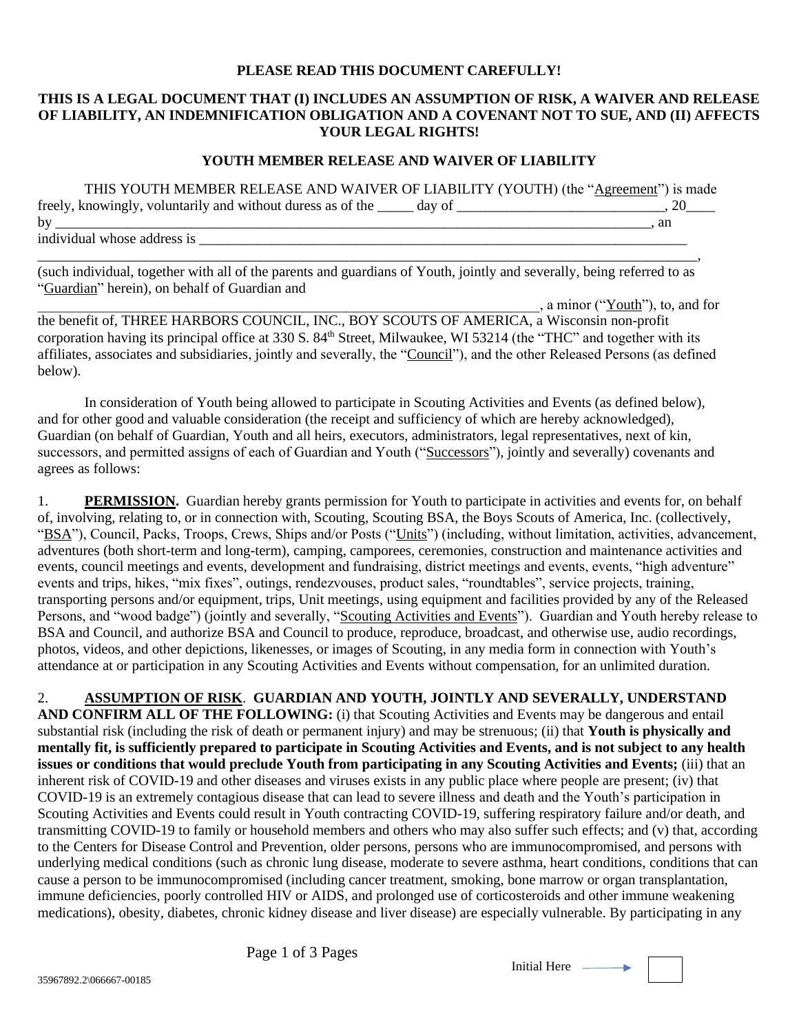**PLEASE READ THIS DOCUMENT CAREFULLY!**

**THIS IS A LEGAL DOCUMENT THAT (I) INCLUDES AN ASSUMPTION OF RISK, A WAIVER AND RELEASE OF LIABILITY, AN INDEMNIFICATION OBLIGATION AND A COVENANT NOT TO SUE, AND (II) AFFECTS YOUR LEGAL RIGHTS!**

**YOUTH MEMBER RELEASE AND WAIVER OF LIABILITY**

THIS YOUTH MEMBER RELEASE AND WAIVER OF LIABILITY (YOUTH) (the "Agreement") is made freely, knowingly, voluntarily and without duress as of the _____ day of ____________________________, 20____ by ________________________________________________________________________________, an individual whose address is _______________________________________________________________________ ______________________________________________________________________________________________, (such individual, together with all of the parents and guardians of Youth, jointly and severally, being referred to as "Guardian" herein), on behalf of Guardian and ________________________________________________________________________, a minor ("Youth"), to, and for the benefit of, THREE HARBORS COUNCIL, INC., BOY SCOUTS OF AMERICA, a Wisconsin non-profit corporation having its principal office at 330 S. 84th Street, Milwaukee, WI 53214 (the "THC" and together with its affiliates, associates and subsidiaries, jointly and severally, the "Council"), and the other Released Persons (as defined below).

In consideration of Youth being allowed to participate in Scouting Activities and Events (as defined below), and for other good and valuable consideration (the receipt and sufficiency of which are hereby acknowledged), Guardian (on behalf of Guardian, Youth and all heirs, executors, administrators, legal representatives, next of kin, successors, and permitted assigns of each of Guardian and Youth ("Successors"), jointly and severally) covenants and agrees as follows:

1. **PERMISSION.** Guardian hereby grants permission for Youth to participate in activities and events for, on behalf of, involving, relating to, or in connection with, Scouting, Scouting BSA, the Boys Scouts of America, Inc. (collectively, "BSA"), Council, Packs, Troops, Crews, Ships and/or Posts ("Units") (including, without limitation, activities, advancement, adventures (both short-term and long-term), camping, camporees, ceremonies, construction and maintenance activities and events, council meetings and events, development and fundraising, district meetings and events, events, "high adventure" events and trips, hikes, "mix fixes", outings, rendezvouses, product sales, "roundtables", service projects, training, transporting persons and/or equipment, trips, Unit meetings, using equipment and facilities provided by any of the Released Persons, and "wood badge") (jointly and severally, "Scouting Activities and Events"). Guardian and Youth hereby release to BSA and Council, and authorize BSA and Council to produce, reproduce, broadcast, and otherwise use, audio recordings, photos, videos, and other depictions, likenesses, or images of Scouting, in any media form in connection with Youth's attendance at or participation in any Scouting Activities and Events without compensation, for an unlimited duration.

2. **ASSUMPTION OF RISK. GUARDIAN AND YOUTH, JOINTLY AND SEVERALLY, UNDERSTAND AND CONFIRM ALL OF THE FOLLOWING:** (i) that Scouting Activities and Events may be dangerous and entail substantial risk (including the risk of death or permanent injury) and may be strenuous; (ii) that **Youth is physically and mentally fit, is sufficiently prepared to participate in Scouting Activities and Events, and is not subject to any health issues or conditions that would preclude Youth from participating in any Scouting Activities and Events;** (iii) that an inherent risk of COVID-19 and other diseases and viruses exists in any public place where people are present; (iv) that COVID-19 is an extremely contagious disease that can lead to severe illness and death and the Youth's participation in Scouting Activities and Events could result in Youth contracting COVID-19, suffering respiratory failure and/or death, and transmitting COVID-19 to family or household members and others who may also suffer such effects; and (v) that, according to the Centers for Disease Control and Prevention, older persons, persons who are immunocompromised, and persons with underlying medical conditions (such as chronic lung disease, moderate to severe asthma, heart conditions, conditions that can cause a person to be immunocompromised (including cancer treatment, smoking, bone marrow or organ transplantation, immune deficiencies, poorly controlled HIV or AIDS, and prolonged use of corticosteroids and other immune weakening medications), obesity, diabetes, chronic kidney disease and liver disease) are especially vulnerable. By participating in any

Initial Here ☐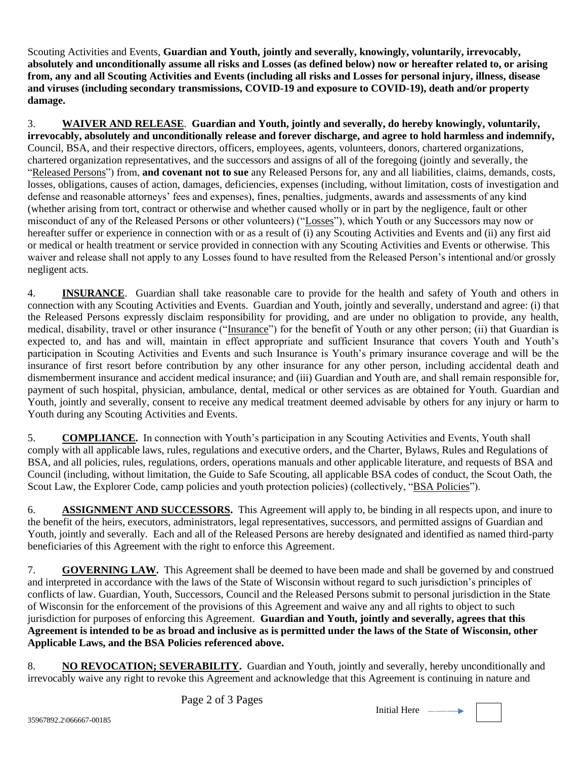Scouting Activities and Events, **Guardian and Youth, jointly and severally, knowingly, voluntarily, irrevocably, absolutely and unconditionally assume all risks and Losses (as defined below) now or hereafter related to, or arising from, any and all Scouting Activities and Events (including all risks and Losses for personal injury, illness, disease and viruses (including secondary transmissions, COVID-19 and exposure to COVID-19), death and/or property damage.**

3. **<u>WAIVER AND RELEASE</u>**. **Guardian and Youth, jointly and severally, do hereby knowingly, voluntarily, irrevocably, absolutely and unconditionally release and forever discharge, and agree to hold harmless and indemnify,** Council, BSA, and their respective directors, officers, employees, agents, volunteers, donors, chartered organizations, chartered organization representatives, and the successors and assigns of all of the foregoing (jointly and severally, the "<u>Released Persons</u>") from, **and covenant not to sue** any Released Persons for, any and all liabilities, claims, demands, costs, losses, obligations, causes of action, damages, deficiencies, expenses (including, without limitation, costs of investigation and defense and reasonable attorneys' fees and expenses), fines, penalties, judgments, awards and assessments of any kind (whether arising from tort, contract or otherwise and whether caused wholly or in part by the negligence, fault or other misconduct of any of the Released Persons or other volunteers) ("<u>Losses</u>"), which Youth or any Successors may now or hereafter suffer or experience in connection with or as a result of (i) any Scouting Activities and Events and (ii) any first aid or medical or health treatment or service provided in connection with any Scouting Activities and Events or otherwise. This waiver and release shall not apply to any Losses found to have resulted from the Released Person's intentional and/or grossly negligent acts.

4. **<u>INSURANCE</u>**. Guardian shall take reasonable care to provide for the health and safety of Youth and others in connection with any Scouting Activities and Events. Guardian and Youth, jointly and severally, understand and agree: (i) that the Released Persons expressly disclaim responsibility for providing, and are under no obligation to provide, any health, medical, disability, travel or other insurance ("<u>Insurance</u>") for the benefit of Youth or any other person; (ii) that Guardian is expected to, and has and will, maintain in effect appropriate and sufficient Insurance that covers Youth and Youth's participation in Scouting Activities and Events and such Insurance is Youth's primary insurance coverage and will be the insurance of first resort before contribution by any other insurance for any other person, including accidental death and dismemberment insurance and accident medical insurance; and (iii) Guardian and Youth are, and shall remain responsible for, payment of such hospital, physician, ambulance, dental, medical or other services as are obtained for Youth. Guardian and Youth, jointly and severally, consent to receive any medical treatment deemed advisable by others for any injury or harm to Youth during any Scouting Activities and Events.

5. **<u>COMPLIANCE.</u>** In connection with Youth's participation in any Scouting Activities and Events, Youth shall comply with all applicable laws, rules, regulations and executive orders, and the Charter, Bylaws, Rules and Regulations of BSA, and all policies, rules, regulations, orders, operations manuals and other applicable literature, and requests of BSA and Council (including, without limitation, the Guide to Safe Scouting, all applicable BSA codes of conduct, the Scout Oath, the Scout Law, the Explorer Code, camp policies and youth protection policies) (collectively, "<u>BSA Policies</u>").

6. **<u>ASSIGNMENT AND SUCCESSORS.</u>** This Agreement will apply to, be binding in all respects upon, and inure to the benefit of the heirs, executors, administrators, legal representatives, successors, and permitted assigns of Guardian and Youth, jointly and severally. Each and all of the Released Persons are hereby designated and identified as named third-party beneficiaries of this Agreement with the right to enforce this Agreement.

7. **<u>GOVERNING LAW</u>.** This Agreement shall be deemed to have been made and shall be governed by and construed and interpreted in accordance with the laws of the State of Wisconsin without regard to such jurisdiction's principles of conflicts of law. Guardian, Youth, Successors, Council and the Released Persons submit to personal jurisdiction in the State of Wisconsin for the enforcement of the provisions of this Agreement and waive any and all rights to object to such jurisdiction for purposes of enforcing this Agreement. **Guardian and Youth, jointly and severally, agrees that this Agreement is intended to be as broad and inclusive as is permitted under the laws of the State of Wisconsin, other Applicable Laws, and the BSA Policies referenced above.**

8. **<u>NO REVOCATION; SEVERABILITY.</u>** Guardian and Youth, jointly and severally, hereby unconditionally and irrevocably waive any right to revoke this Agreement and acknowledge that this Agreement is continuing in nature and

Initial Here → ☐

35967892.2\066667-00185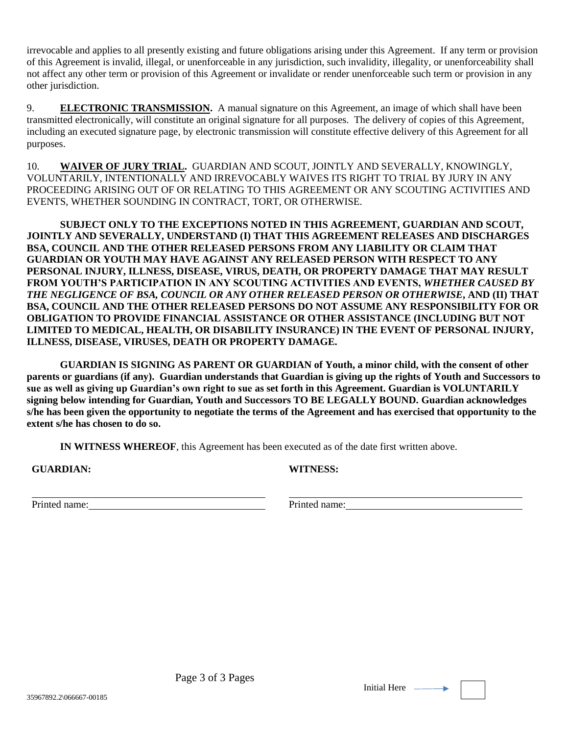irrevocable and applies to all presently existing and future obligations arising under this Agreement. If any term or provision of this Agreement is invalid, illegal, or unenforceable in any jurisdiction, such invalidity, illegality, or unenforceability shall not affect any other term or provision of this Agreement or invalidate or render unenforceable such term or provision in any other jurisdiction.

9. **ELECTRONIC TRANSMISSION.** A manual signature on this Agreement, an image of which shall have been transmitted electronically, will constitute an original signature for all purposes. The delivery of copies of this Agreement, including an executed signature page, by electronic transmission will constitute effective delivery of this Agreement for all purposes.

10. **WAIVER OF JURY TRIAL.** GUARDIAN AND SCOUT, JOINTLY AND SEVERALLY, KNOWINGLY, VOLUNTARILY, INTENTIONALLY AND IRREVOCABLY WAIVES ITS RIGHT TO TRIAL BY JURY IN ANY PROCEEDING ARISING OUT OF OR RELATING TO THIS AGREEMENT OR ANY SCOUTING ACTIVITIES AND EVENTS, WHETHER SOUNDING IN CONTRACT, TORT, OR OTHERWISE.

**SUBJECT ONLY TO THE EXCEPTIONS NOTED IN THIS AGREEMENT, GUARDIAN AND SCOUT, JOINTLY AND SEVERALLY, UNDERSTAND (I) THAT THIS AGREEMENT RELEASES AND DISCHARGES BSA, COUNCIL AND THE OTHER RELEASED PERSONS FROM ANY LIABILITY OR CLAIM THAT GUARDIAN OR YOUTH MAY HAVE AGAINST ANY RELEASED PERSON WITH RESPECT TO ANY PERSONAL INJURY, ILLNESS, DISEASE, VIRUS, DEATH, OR PROPERTY DAMAGE THAT MAY RESULT FROM YOUTH'S PARTICIPATION IN ANY SCOUTING ACTIVITIES AND EVENTS, *WHETHER CAUSED BY THE NEGLIGENCE OF BSA, COUNCIL OR ANY OTHER RELEASED PERSON OR OTHERWISE*, AND (II) THAT BSA, COUNCIL AND THE OTHER RELEASED PERSONS DO NOT ASSUME ANY RESPONSIBILITY FOR OR OBLIGATION TO PROVIDE FINANCIAL ASSISTANCE OR OTHER ASSISTANCE (INCLUDING BUT NOT LIMITED TO MEDICAL, HEALTH, OR DISABILITY INSURANCE) IN THE EVENT OF PERSONAL INJURY, ILLNESS, DISEASE, VIRUSES, DEATH OR PROPERTY DAMAGE.**

**GUARDIAN IS SIGNING AS PARENT OR GUARDIAN of Youth, a minor child, with the consent of other parents or guardians (if any). Guardian understands that Guardian is giving up the rights of Youth and Successors to sue as well as giving up Guardian's own right to sue as set forth in this Agreement. Guardian is VOLUNTARILY signing below intending for Guardian, Youth and Successors TO BE LEGALLY BOUND. Guardian acknowledges s/he has been given the opportunity to negotiate the terms of the Agreement and has exercised that opportunity to the extent s/he has chosen to do so.**

**IN WITNESS WHEREOF**, this Agreement has been executed as of the date first written above.

**GUARDIAN:**

______________________________

Printed name: ______________________

**WITNESS:**

______________________________

Printed name: ______________________

35967892.2\066667-00185

Initial Here → [ ]